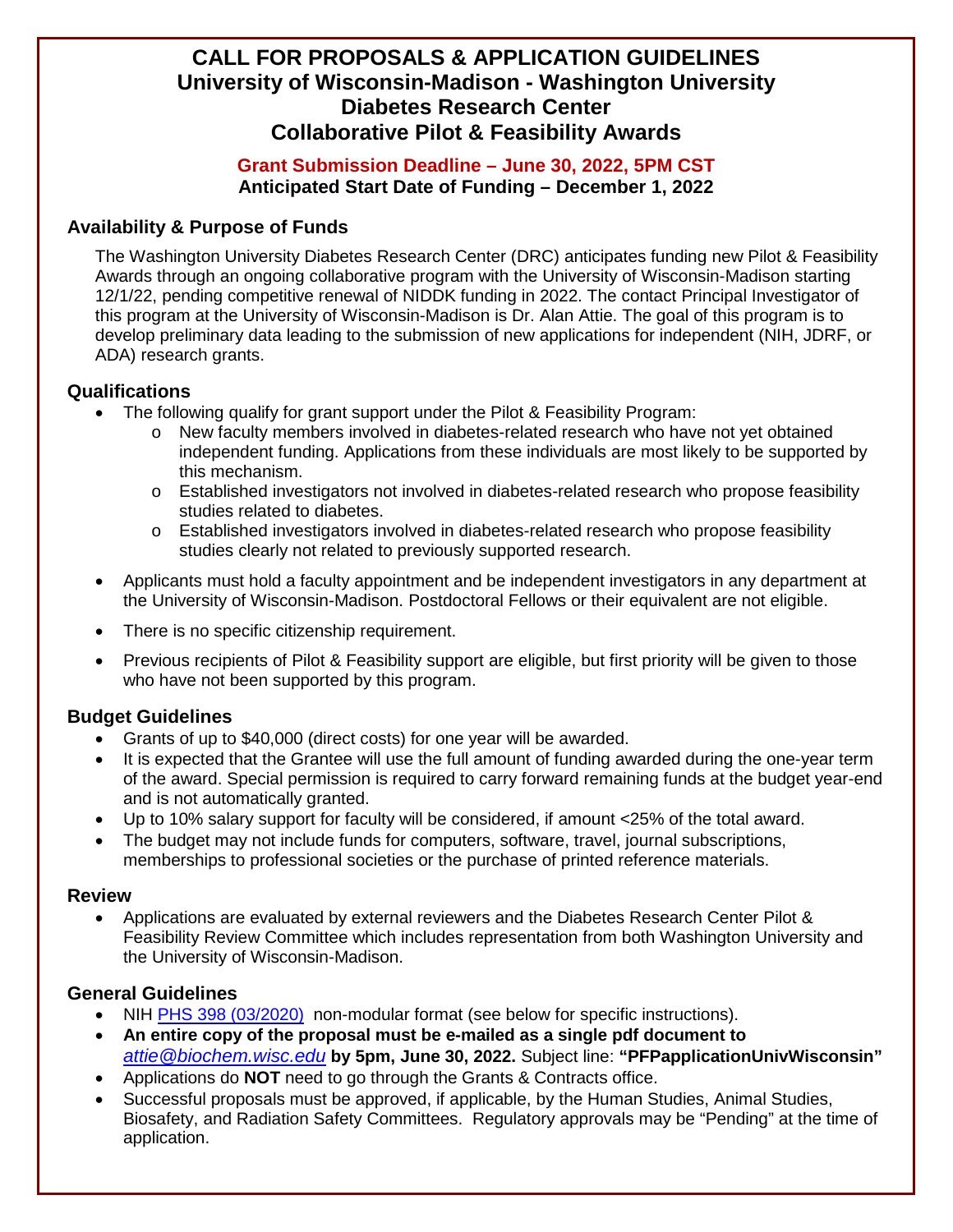# CALL FOR PROPOSALS & APPLICATION GUIDELINES
# University of Wisconsin-Madison - Washington University Diabetes Research Center Collaborative Pilot & Feasibility Awards

**Grant Submission Deadline – June 30, 2022, 5PM CST**

**Anticipated Start Date of Funding – December 1, 2022**

## Availability & Purpose of Funds

The Washington University Diabetes Research Center (DRC) anticipates funding new Pilot & Feasibility Awards through an ongoing collaborative program with the University of Wisconsin-Madison starting 12/1/22, pending competitive renewal of NIDDK funding in 2022. The contact Principal Investigator of this program at the University of Wisconsin-Madison is Dr. Alan Attie. The goal of this program is to develop preliminary data leading to the submission of new applications for independent (NIH, JDRF, or ADA) research grants.

## Qualifications

- The following qualify for grant support under the Pilot & Feasibility Program:
  - New faculty members involved in diabetes-related research who have not yet obtained independent funding. Applications from these individuals are most likely to be supported by this mechanism.
  - Established investigators not involved in diabetes-related research who propose feasibility studies related to diabetes.
  - Established investigators involved in diabetes-related research who propose feasibility studies clearly not related to previously supported research.
- Applicants must hold a faculty appointment and be independent investigators in any department at the University of Wisconsin-Madison. Postdoctoral Fellows or their equivalent are not eligible.
- There is no specific citizenship requirement.
- Previous recipients of Pilot & Feasibility support are eligible, but first priority will be given to those who have not been supported by this program.

## Budget Guidelines

- Grants of up to $40,000 (direct costs) for one year will be awarded.
- It is expected that the Grantee will use the full amount of funding awarded during the one-year term of the award. Special permission is required to carry forward remaining funds at the budget year-end and is not automatically granted.
- Up to 10% salary support for faculty will be considered, if amount <25% of the total award.
- The budget may not include funds for computers, software, travel, journal subscriptions, memberships to professional societies or the purchase of printed reference materials.

## Review

- Applications are evaluated by external reviewers and the Diabetes Research Center Pilot & Feasibility Review Committee which includes representation from both Washington University and the University of Wisconsin-Madison.

## General Guidelines

- NIH PHS 398 (03/2020) non-modular format (see below for specific instructions).
- **An entire copy of the proposal must be e-mailed as a single pdf document to *attie@biochem.wisc.edu* by 5pm, June 30, 2022.** Subject line: **"PFPapplicationUnivWisconsin"**
- Applications do **NOT** need to go through the Grants & Contracts office.
- Successful proposals must be approved, if applicable, by the Human Studies, Animal Studies, Biosafety, and Radiation Safety Committees. Regulatory approvals may be "Pending" at the time of application.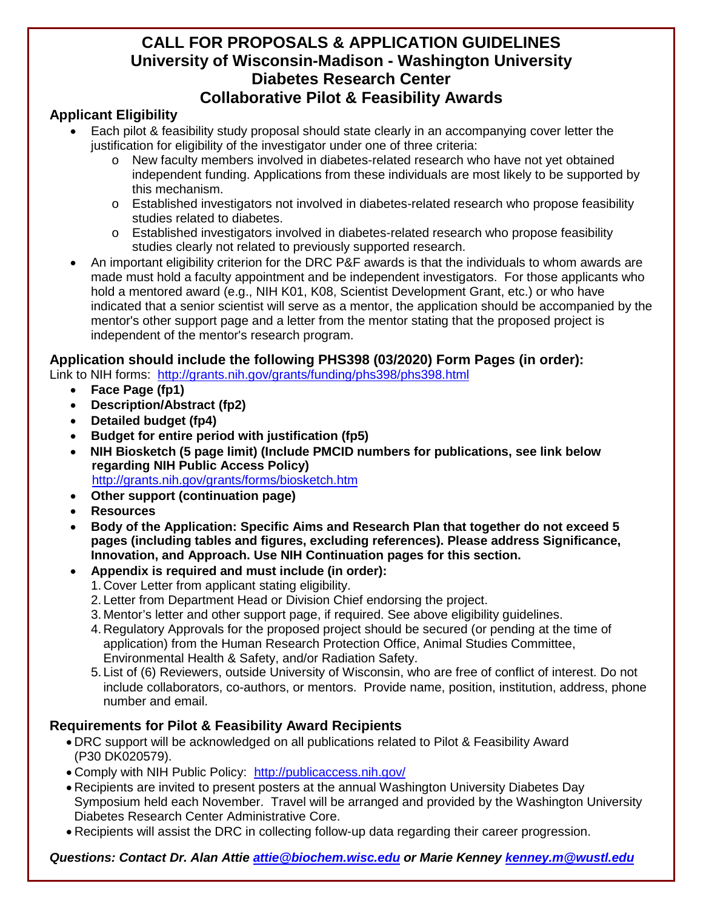# CALL FOR PROPOSALS & APPLICATION GUIDELINES
# University of Wisconsin-Madison - Washington University Diabetes Research Center
# Collaborative Pilot & Feasibility Awards

## Applicant Eligibility

- Each pilot & feasibility study proposal should state clearly in an accompanying cover letter the justification for eligibility of the investigator under one of three criteria:
  - New faculty members involved in diabetes-related research who have not yet obtained independent funding. Applications from these individuals are most likely to be supported by this mechanism.
  - Established investigators not involved in diabetes-related research who propose feasibility studies related to diabetes.
  - Established investigators involved in diabetes-related research who propose feasibility studies clearly not related to previously supported research.
- An important eligibility criterion for the DRC P&F awards is that the individuals to whom awards are made must hold a faculty appointment and be independent investigators. For those applicants who hold a mentored award (e.g., NIH K01, K08, Scientist Development Grant, etc.) or who have indicated that a senior scientist will serve as a mentor, the application should be accompanied by the mentor's other support page and a letter from the mentor stating that the proposed project is independent of the mentor's research program.

## Application should include the following PHS398 (03/2020) Form Pages (in order):

Link to NIH forms: http://grants.nih.gov/grants/funding/phs398/phs398.html

- **Face Page (fp1)**
- **Description/Abstract (fp2)**
- **Detailed budget (fp4)**
- **Budget for entire period with justification (fp5)**
- **NIH Biosketch (5 page limit) (Include PMCID numbers for publications, see link below regarding NIH Public Access Policy)**
  http://grants.nih.gov/grants/forms/biosketch.htm
- **Other support (continuation page)**
- **Resources**
- **Body of the Application: Specific Aims and Research Plan that together do not exceed 5 pages (including tables and figures, excluding references). Please address Significance, Innovation, and Approach. Use NIH Continuation pages for this section.**
- **Appendix is required and must include (in order):**
  1. Cover Letter from applicant stating eligibility.
  2. Letter from Department Head or Division Chief endorsing the project.
  3. Mentor's letter and other support page, if required. See above eligibility guidelines.
  4. Regulatory Approvals for the proposed project should be secured (or pending at the time of application) from the Human Research Protection Office, Animal Studies Committee, Environmental Health & Safety, and/or Radiation Safety.
  5. List of (6) Reviewers, outside University of Wisconsin, who are free of conflict of interest. Do not include collaborators, co-authors, or mentors. Provide name, position, institution, address, phone number and email.

## Requirements for Pilot & Feasibility Award Recipients

- DRC support will be acknowledged on all publications related to Pilot & Feasibility Award (P30 DK020579).
- Comply with NIH Public Policy: http://publicaccess.nih.gov/
- Recipients are invited to present posters at the annual Washington University Diabetes Day Symposium held each November. Travel will be arranged and provided by the Washington University Diabetes Research Center Administrative Core.
- Recipients will assist the DRC in collecting follow-up data regarding their career progression.

***Questions: Contact Dr. Alan Attie attie@biochem.wisc.edu or Marie Kenney kenney.m@wustl.edu***